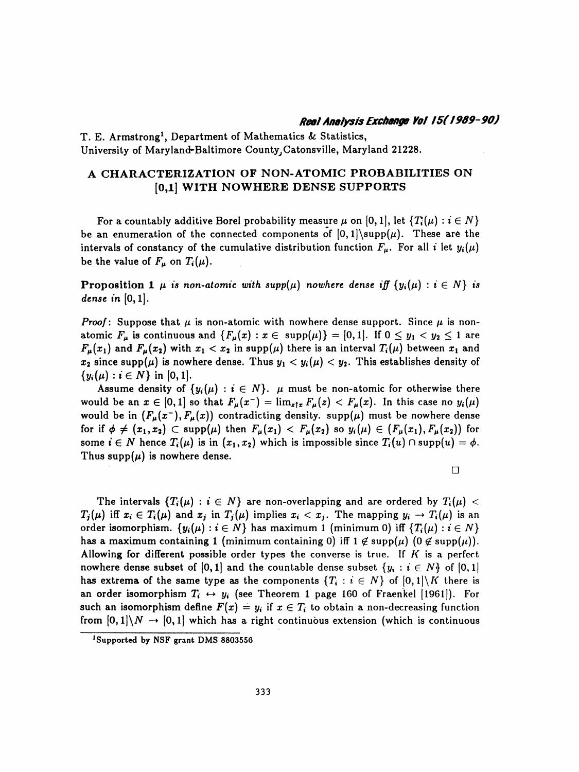T. E. Armstrong[1], Department of Mathematics & Statistics,
University of Maryland-Baltimore County, Catonsville, Maryland 21228.

# A CHARACTERIZATION OF NON-ATOMIC PROBABILITIES ON [0,1] WITH NOWHERE DENSE SUPPORTS

For a countably additive Borel probability measure $\mu$ on $[0,1]$, let $\{T_i(\mu) : i \in N\}$ be an enumeration of the connected components of $[0,1]\backslash\text{supp}(\mu)$. These are the intervals of constancy of the cumulative distribution function $F_\mu$. For all $i$ let $y_i(\mu)$ be the value of $F_\mu$ on $T_i(\mu)$.

**Proposition 1** *$\mu$ is non-atomic with supp($\mu$) nowhere dense iff $\{y_i(\mu) : i \in N\}$ is dense in $[0,1]$.*

*Proof*: Suppose that $\mu$ is non-atomic with nowhere dense support. Since $\mu$ is non-atomic $F_\mu$ is continuous and $\{F_\mu(x) : x \in \text{supp}(\mu)\} = [0,1]$. If $0 \leq y_1 < y_2 \leq 1$ are $F_\mu(x_1)$ and $F_\mu(x_2)$ with $x_1 < x_2$ in $\text{supp}(\mu)$ there is an interval $T_i(\mu)$ between $x_1$ and $x_2$ since $\text{supp}(\mu)$ is nowhere dense. Thus $y_1 < y_i(\mu) < y_2$. This establishes density of $\{y_i(\mu) : i \in N\}$ in $[0,1]$.

Assume density of $\{y_i(\mu) : i \in N\}$. $\mu$ must be non-atomic for otherwise there would be an $x \in [0,1]$ so that $F_\mu(x^-) = \lim_{z \uparrow x} F_\mu(z) < F_\mu(x)$. In this case no $y_i(\mu)$ would be in $(F_\mu(x^-), F_\mu(x))$ contradicting density. $\text{supp}(\mu)$ must be nowhere dense for if $\phi \neq (x_1, x_2) \subset \text{supp}(\mu)$ then $F_\mu(x_1) < F_\mu(x_2)$ so $y_i(\mu) \in (F_\mu(x_1), F_\mu(x_2))$ for some $i \in N$ hence $T_i(\mu)$ is in $(x_1, x_2)$ which is impossible since $T_i(u) \cap \text{supp}(u) = \phi$. Thus $\text{supp}(\mu)$ is nowhere dense.

□

The intervals $\{T_i(\mu) : i \in N\}$ are non-overlapping and are ordered by $T_i(\mu) < T_j(\mu)$ iff $x_i \in T_i(\mu)$ and $x_j$ in $T_j(\mu)$ implies $x_i < x_j$. The mapping $y_i \to T_i(\mu)$ is an order isomorphism. $\{y_i(\mu) : i \in N\}$ has maximum 1 (minimum 0) iff $\{T_i(\mu) : i \in N\}$ has a maximum containing 1 (minimum containing 0) iff $1 \notin \text{supp}(\mu)$ $(0 \notin \text{supp}(\mu))$. Allowing for different possible order types the converse is true. If $K$ is a perfect nowhere dense subset of $[0,1]$ and the countable dense subset $\{y_i : i \in N\}$ of $[0,1]$ has extrema of the same type as the components $\{T_i : i \in N\}$ of $[0,1]\backslash K$ there is an order isomorphism $T_i \leftrightarrow y_i$ (see Theorem 1 page 160 of Fraenkel [1961]). For such an isomorphism define $F(x) = y_i$ if $x \in T_i$ to obtain a non-decreasing function from $[0,1]\backslash N \to [0,1]$ which has a right continuous extension (which is continuous

[1] Supported by NSF grant DMS 8803556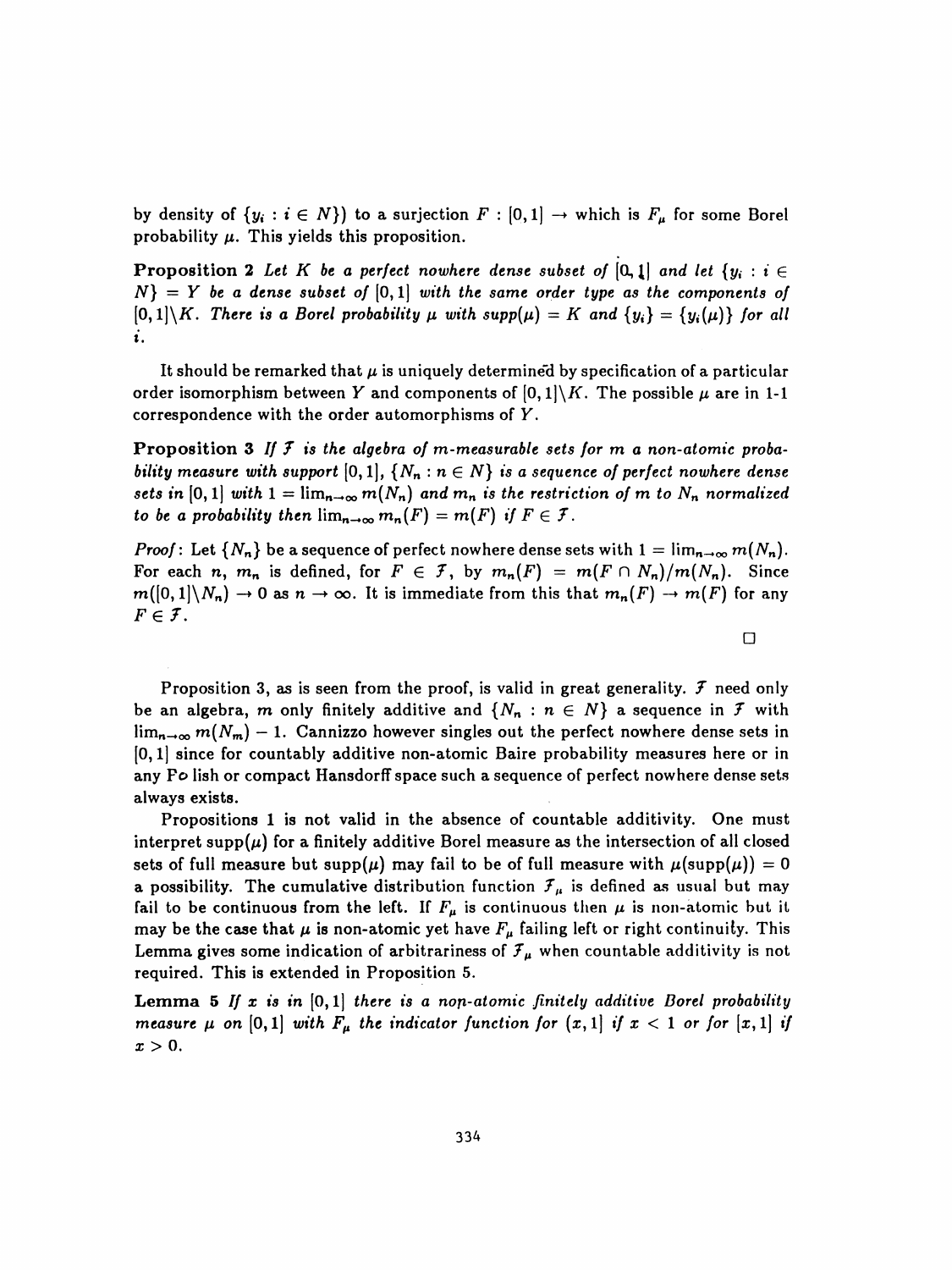by density of $\{y_i : i \in N\}$) to a surjection $F : [0,1] \rightarrow$ which is $F_\mu$ for some Borel probability $\mu$. This yields this proposition.

**Proposition 2** *Let $K$ be a perfect nowhere dense subset of $[0,1]$ and let $\{y_i : i \in N\} = Y$ be a dense subset of $[0,1]$ with the same order type as the components of $[0,1]\backslash K$. There is a Borel probability $\mu$ with $supp(\mu) = K$ and $\{y_i\} = \{y_i(\mu)\}$ for all $i$.*

It should be remarked that $\mu$ is uniquely determined by specification of a particular order isomorphism between $Y$ and components of $[0,1]\backslash K$. The possible $\mu$ are in 1-1 correspondence with the order automorphisms of $Y$.

**Proposition 3** *If $\mathcal{F}$ is the algebra of $m$-measurable sets for $m$ a non-atomic probability measure with support $[0,1]$, $\{N_n : n \in N\}$ is a sequence of perfect nowhere dense sets in $[0,1]$ with $1 = \lim_{n\to\infty} m(N_n)$ and $m_n$ is the restriction of $m$ to $N_n$ normalized to be a probability then $\lim_{n\to\infty} m_n(F) = m(F)$ if $F \in \mathcal{F}$.*

*Proof*: Let $\{N_n\}$ be a sequence of perfect nowhere dense sets with $1 = \lim_{n\to\infty} m(N_n)$. For each $n$, $m_n$ is defined, for $F \in \mathcal{F}$, by $m_n(F) = m(F \cap N_n)/m(N_n)$. Since $m([0,1]\backslash N_n) \rightarrow 0$ as $n \rightarrow \infty$. It is immediate from this that $m_n(F) \rightarrow m(F)$ for any $F \in \mathcal{F}$.

□

Proposition 3, as is seen from the proof, is valid in great generality. $\mathcal{F}$ need only be an algebra, $m$ only finitely additive and $\{N_n : n \in N\}$ a sequence in $\mathcal{F}$ with $\lim_{n\to\infty} m(N_m) - 1$. Cannizzo however singles out the perfect nowhere dense sets in $[0,1]$ since for countably additive non-atomic Baire probability measures here or in any Polish or compact Hansdorff space such a sequence of perfect nowhere dense sets always exists.

Propositions 1 is not valid in the absence of countable additivity. One must interpret $supp(\mu)$ for a finitely additive Borel measure as the intersection of all closed sets of full measure but $supp(\mu)$ may fail to be of full measure with $\mu(supp(\mu)) = 0$ a possibility. The cumulative distribution function $\mathcal{F}_\mu$ is defined as usual but may fail to be continuous from the left. If $F_\mu$ is continuous then $\mu$ is non-atomic but it may be the case that $\mu$ is non-atomic yet have $F_\mu$ failing left or right continuity. This Lemma gives some indication of arbitrariness of $\mathcal{F}_\mu$ when countable additivity is not required. This is extended in Proposition 5.

**Lemma 5** *If $x$ is in $[0,1]$ there is a non-atomic finitely additive Borel probability measure $\mu$ on $[0,1]$ with $F_\mu$ the indicator function for $(x,1]$ if $x < 1$ or for $[x,1]$ if $x > 0$.*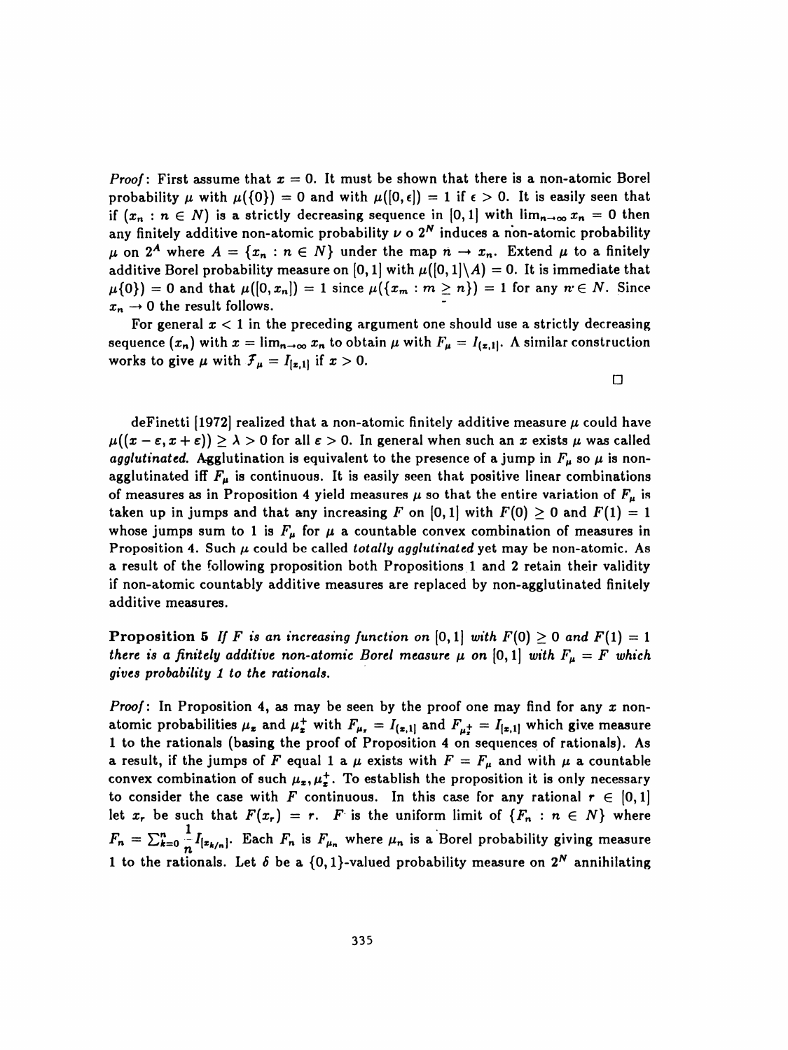*Proof*: First assume that $x = 0$. It must be shown that there is a non-atomic Borel probability $\mu$ with $\mu(\{0\}) = 0$ and with $\mu([0,\epsilon]) = 1$ if $\epsilon > 0$. It is easily seen that if $(x_n : n \in N)$ is a strictly decreasing sequence in $[0,1]$ with $\lim_{n\to\infty} x_n = 0$ then any finitely additive non-atomic probability $\nu$ o $2^N$ induces a non-atomic probability $\mu$ on $2^A$ where $A = \{x_n : n \in N\}$ under the map $n \to x_n$. Extend $\mu$ to a finitely additive Borel probability measure on $[0,1]$ with $\mu([0,1]\backslash A) = 0$. It is immediate that $\mu\{0\}) = 0$ and that $\mu([0,x_n]) = 1$ since $\mu(\{x_m : m \geq n\}) = 1$ for any $n \in N$. Since $x_n \to 0$ the result follows.

For general $x < 1$ in the preceding argument one should use a strictly decreasing sequence $(x_n)$ with $x = \lim_{n\to\infty} x_n$ to obtain $\mu$ with $F_\mu = I_{(x,1]}$. A similar construction works to give $\mu$ with $\mathcal{F}_\mu = I_{[x,1]}$ if $x > 0$.

□

deFinetti [1972] realized that a non-atomic finitely additive measure $\mu$ could have $\mu((x-\varepsilon, x+\varepsilon)) \geq \lambda > 0$ for all $\varepsilon > 0$. In general when such an $x$ exists $\mu$ was called *agglutinated*. Agglutination is equivalent to the presence of a jump in $F_\mu$ so $\mu$ is non-agglutinated iff $F_\mu$ is continuous. It is easily seen that positive linear combinations of measures as in Proposition 4 yield measures $\mu$ so that the entire variation of $F_\mu$ is taken up in jumps and that any increasing $F$ on $[0,1]$ with $F(0) \geq 0$ and $F(1) = 1$ whose jumps sum to 1 is $F_\mu$ for $\mu$ a countable convex combination of measures in Proposition 4. Such $\mu$ could be called *totally agglutinated* yet may be non-atomic. As a result of the following proposition both Propositions 1 and 2 retain their validity if non-atomic countably additive measures are replaced by non-agglutinated finitely additive measures.

**Proposition 5** *If $F$ is an increasing function on $[0,1]$ with $F(0) \geq 0$ and $F(1) = 1$ there is a finitely additive non-atomic Borel measure $\mu$ on $[0,1]$ with $F_\mu = F$ which gives probability 1 to the rationals.*

*Proof*: In Proposition 4, as may be seen by the proof one may find for any $x$ non-atomic probabilities $\mu_x$ and $\mu_x^+$ with $F_{\mu_x} = I_{(x,1]}$ and $F_{\mu_x^+} = I_{[x,1]}$ which give measure 1 to the rationals (basing the proof of Proposition 4 on sequences of rationals). As a result, if the jumps of $F$ equal 1 a $\mu$ exists with $F = F_\mu$ and with $\mu$ a countable convex combination of such $\mu_x, \mu_x^+$. To establish the proposition it is only necessary to consider the case with $F$ continuous. In this case for any rational $r \in [0,1]$ let $x_r$ be such that $F(x_r) = r$. $F$ is the uniform limit of $\{F_n : n \in N\}$ where $F_n = \sum_{k=0}^{n} \frac{1}{n} I_{[x_{k/n}]}$. Each $F_n$ is $F_{\mu_n}$ where $\mu_n$ is a Borel probability giving measure 1 to the rationals. Let $\delta$ be a $\{0,1\}$-valued probability measure on $2^N$ annihilating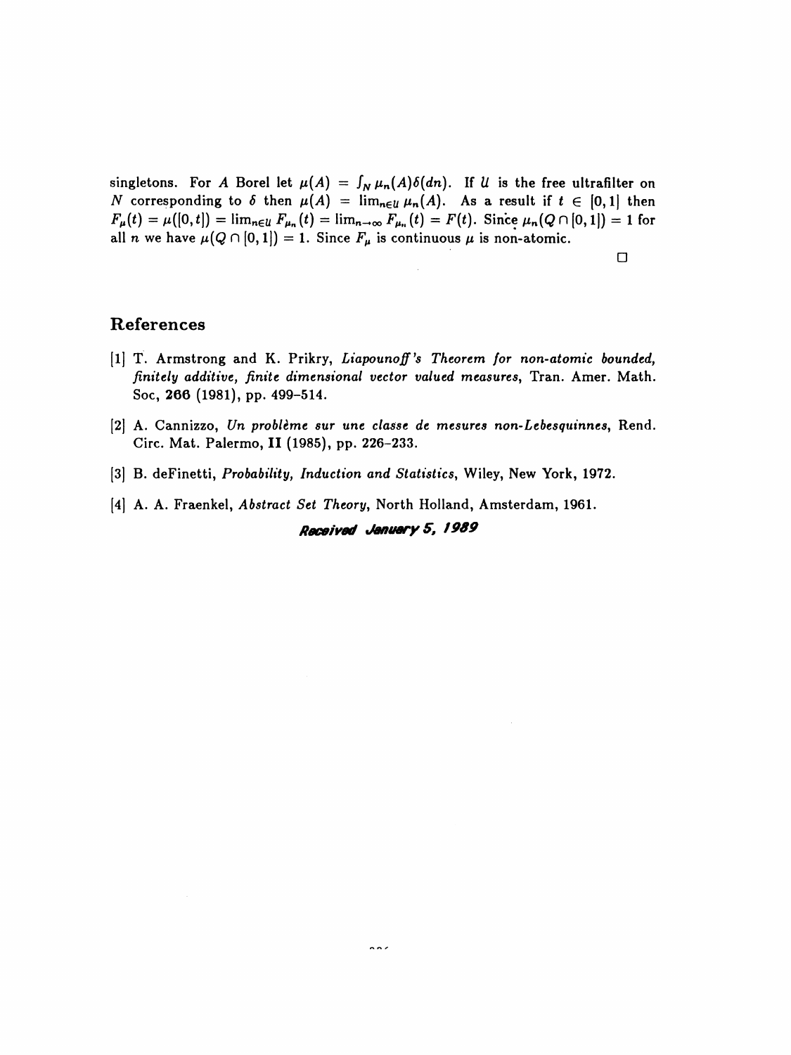singletons. For $A$ Borel let $\mu(A) = \int_N \mu_n(A)\delta(dn)$. If $\mathcal{U}$ is the free ultrafilter on $N$ corresponding to $\delta$ then $\mu(A) = \lim_{n\in\mathcal{U}} \mu_n(A)$. As a result if $t \in [0,1]$ then $F_\mu(t) = \mu([0,t]) = \lim_{n\in\mathcal{U}} F_{\mu_n}(t) = \lim_{n\to\infty} F_{\mu_n}(t) = F(t)$. Since $\mu_n(Q \cap [0,1]) = 1$ for all $n$ we have $\mu(Q \cap [0,1]) = 1$. Since $F_\mu$ is continuous $\mu$ is non-atomic.

□

## References

[1] T. Armstrong and K. Prikry, *Liapounoff's Theorem for non-atomic bounded, finitely additive, finite dimensional vector valued measures*, Tran. Amer. Math. Soc, **266** (1981), pp. 499–514.

[2] A. Cannizzo, *Un problème sur une classe de mesures non-Lebesquinnes*, Rend. Circ. Mat. Palermo, **II** (1985), pp. 226–233.

[3] B. deFinetti, *Probability, Induction and Statistics*, Wiley, New York, 1972.

[4] A. A. Fraenkel, *Abstract Set Theory*, North Holland, Amsterdam, 1961.

***Received January 5, 1989***